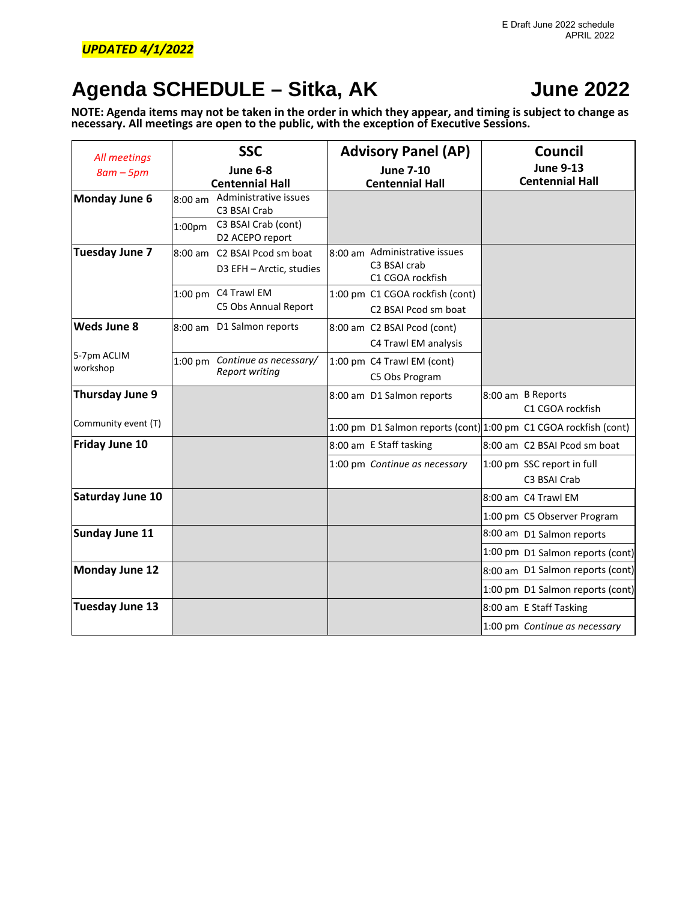E Draft June 2022 schedule
APRIL 2022

***UPDATED 4/1/2022***

# Agenda SCHEDULE – Sitka, AK June 2022

**NOTE: Agenda items may not be taken in the order in which they appear, and timing is subject to change as necessary. All meetings are open to the public, with the exception of Executive Sessions.**

| *All meetings 8am – 5pm* | **SSC** June 6-8 Centennial Hall | **Advisory Panel (AP)** June 7-10 Centennial Hall | **Council** June 9-13 Centennial Hall |
|---|---|---|---|
| **Monday June 6** | 8:00 am Administrative issues<br>C3 BSAI Crab | | |
| | 1:00pm C3 BSAI Crab (cont)<br>D2 ACEPO report | | |
| **Tuesday June 7** | 8:00 am C2 BSAI Pcod sm boat<br>D3 EFH – Arctic, studies | 8:00 am Administrative issues<br>C3 BSAI crab<br>C1 CGOA rockfish | |
| | 1:00 pm C4 Trawl EM<br>C5 Obs Annual Report | 1:00 pm C1 CGOA rockfish (cont)<br>C2 BSAI Pcod sm boat | |
| **Weds June 8** | 8:00 am D1 Salmon reports | 8:00 am C2 BSAI Pcod (cont)<br>C4 Trawl EM analysis | |
| 5-7pm ACLIM workshop | 1:00 pm *Continue as necessary/ Report writing* | 1:00 pm C4 Trawl EM (cont)<br>C5 Obs Program | |
| **Thursday June 9** | | 8:00 am D1 Salmon reports | 8:00 am B Reports<br>C1 CGOA rockfish |
| Community event (T) | | 1:00 pm D1 Salmon reports (cont) | 1:00 pm C1 CGOA rockfish (cont) |
| **Friday June 10** | | 8:00 am E Staff tasking | 8:00 am C2 BSAI Pcod sm boat |
| | | 1:00 pm *Continue as necessary* | 1:00 pm SSC report in full<br>C3 BSAI Crab |
| **Saturday June 10** | | | 8:00 am C4 Trawl EM |
| | | | 1:00 pm C5 Observer Program |
| **Sunday June 11** | | | 8:00 am D1 Salmon reports |
| | | | 1:00 pm D1 Salmon reports (cont) |
| **Monday June 12** | | | 8:00 am D1 Salmon reports (cont) |
| | | | 1:00 pm D1 Salmon reports (cont) |
| **Tuesday June 13** | | | 8:00 am E Staff Tasking |
| | | | 1:00 pm *Continue as necessary* |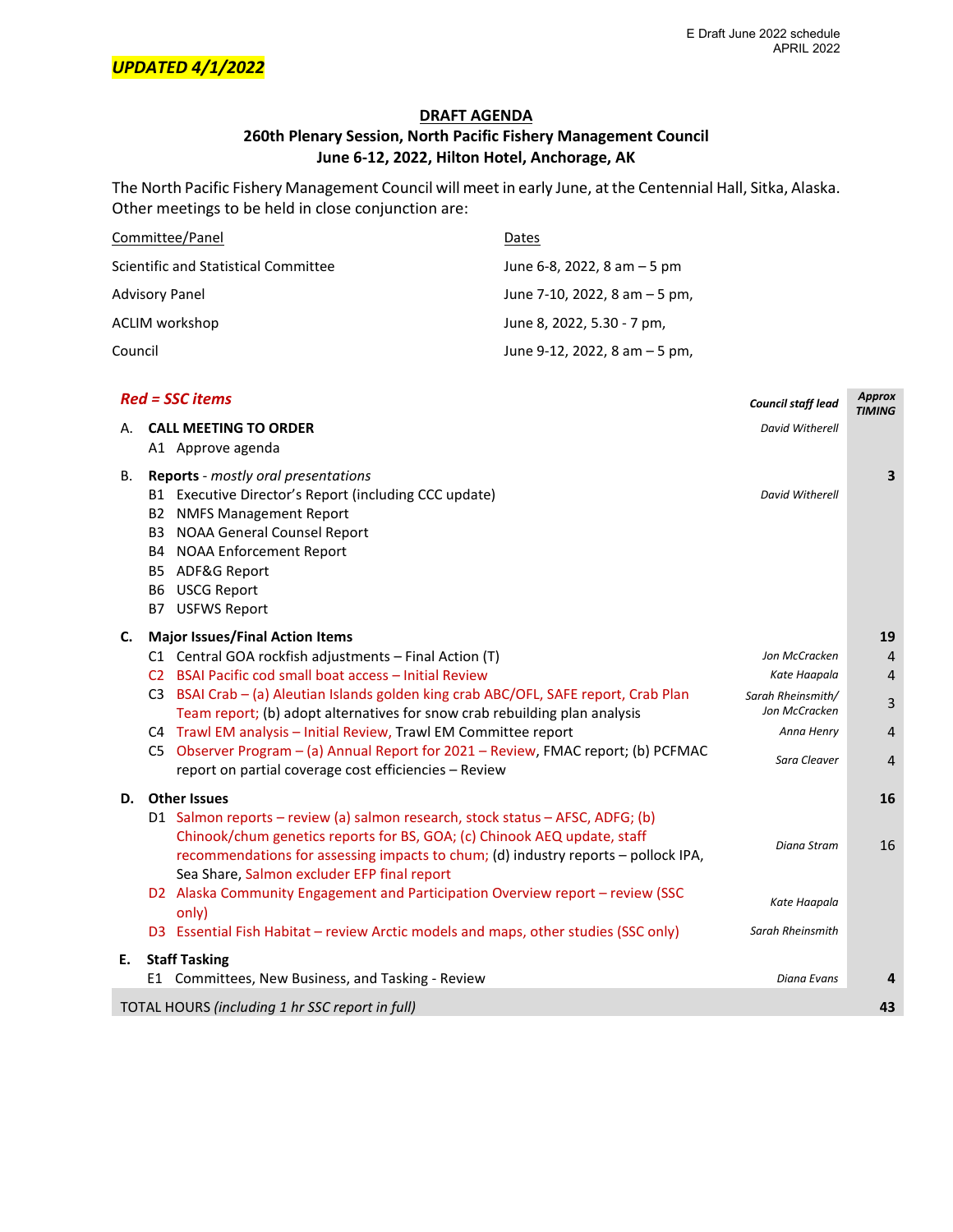E Draft June 2022 schedule
APRIL 2022

***UPDATED 4/1/2022***

**DRAFT AGENDA**
**260th Plenary Session, North Pacific Fishery Management Council**
**June 6-12, 2022, Hilton Hotel, Anchorage, AK**

The North Pacific Fishery Management Council will meet in early June, at the Centennial Hall, Sitka, Alaska. Other meetings to be held in close conjunction are:

| Committee/Panel | Dates |
|---|---|
| Scientific and Statistical Committee | June 6-8, 2022, 8 am – 5 pm |
| Advisory Panel | June 7-10, 2022, 8 am – 5 pm, |
| ACLIM workshop | June 8, 2022, 5.30 - 7 pm, |
| Council | June 9-12, 2022, 8 am – 5 pm, |

***Red = SSC items***

| | Item | *Council staff lead* | *Approx TIMING* |
|---|---|---|---|
| A. | **CALL MEETING TO ORDER** | *David Witherell* | |
| | A1 Approve agenda | | |
| B. | **Reports** - *mostly oral presentations* | | **3** |
| | B1 Executive Director's Report (including CCC update) | *David Witherell* | |
| | B2 NMFS Management Report | | |
| | B3 NOAA General Counsel Report | | |
| | B4 NOAA Enforcement Report | | |
| | B5 ADF&G Report | | |
| | B6 USCG Report | | |
| | B7 USFWS Report | | |
| **C.** | **Major Issues/Final Action Items** | | **19** |
| | C1 Central GOA rockfish adjustments – Final Action (T) | *Jon McCracken* | 4 |
| | C2 BSAI Pacific cod small boat access – Initial Review | *Kate Haapala* | 4 |
| | C3 BSAI Crab – (a) Aleutian Islands golden king crab ABC/OFL, SAFE report, Crab Plan Team report; (b) adopt alternatives for snow crab rebuilding plan analysis | *Sarah Rheinsmith/ Jon McCracken* | 3 |
| | C4 Trawl EM analysis – Initial Review, Trawl EM Committee report | *Anna Henry* | 4 |
| | C5 Observer Program – (a) Annual Report for 2021 – Review, FMAC report; (b) PCFMAC report on partial coverage cost efficiencies – Review | *Sara Cleaver* | 4 |
| **D.** | **Other Issues** | | **16** |
| | D1 Salmon reports – review (a) salmon research, stock status – AFSC, ADFG; (b) Chinook/chum genetics reports for BS, GOA; (c) Chinook AEQ update, staff recommendations for assessing impacts to chum; (d) industry reports – pollock IPA, Sea Share, Salmon excluder EFP final report | *Diana Stram* | 16 |
| | D2 Alaska Community Engagement and Participation Overview report – review (SSC only) | *Kate Haapala* | |
| | D3 Essential Fish Habitat – review Arctic models and maps, other studies (SSC only) | *Sarah Rheinsmith* | |
| **E.** | **Staff Tasking** | | |
| | E1 Committees, New Business, and Tasking - Review | *Diana Evans* | **4** |
| | TOTAL HOURS *(including 1 hr SSC report in full)* | | **43** |